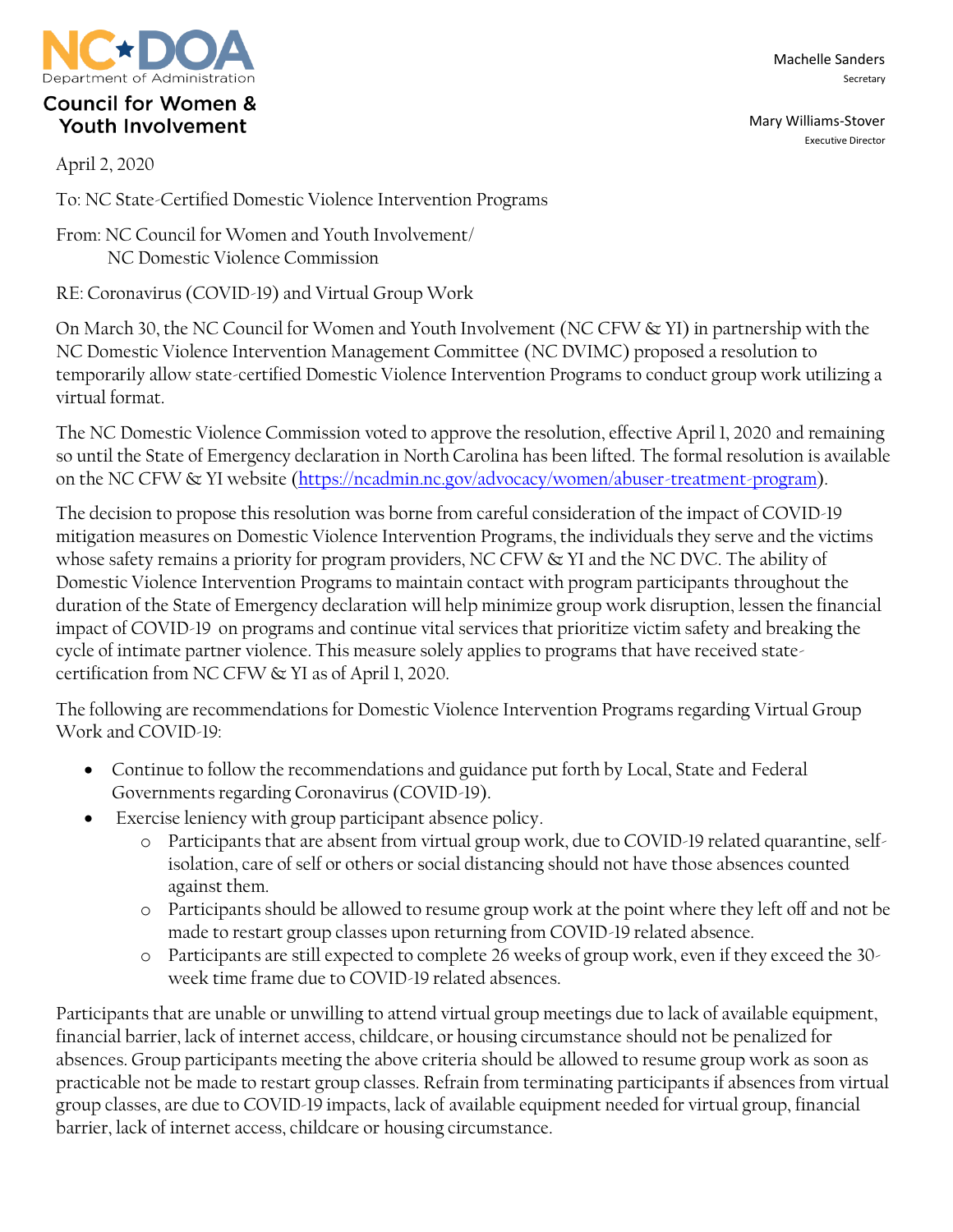NC DOA
Department of Administration

**Council for Women & Youth Involvement**

Machelle Sanders
Secretary

Mary Williams-Stover
Executive Director

April 2, 2020

To: NC State-Certified Domestic Violence Intervention Programs

From: NC Council for Women and Youth Involvement/
NC Domestic Violence Commission

RE: Coronavirus (COVID-19) and Virtual Group Work

On March 30, the NC Council for Women and Youth Involvement (NC CFW & YI) in partnership with the NC Domestic Violence Intervention Management Committee (NC DVIMC) proposed a resolution to temporarily allow state-certified Domestic Violence Intervention Programs to conduct group work utilizing a virtual format.

The NC Domestic Violence Commission voted to approve the resolution, effective April 1, 2020 and remaining so until the State of Emergency declaration in North Carolina has been lifted. The formal resolution is available on the NC CFW & YI website (https://ncadmin.nc.gov/advocacy/women/abuser-treatment-program).

The decision to propose this resolution was borne from careful consideration of the impact of COVID-19 mitigation measures on Domestic Violence Intervention Programs, the individuals they serve and the victims whose safety remains a priority for program providers, NC CFW & YI and the NC DVC. The ability of Domestic Violence Intervention Programs to maintain contact with program participants throughout the duration of the State of Emergency declaration will help minimize group work disruption, lessen the financial impact of COVID-19 on programs and continue vital services that prioritize victim safety and breaking the cycle of intimate partner violence. This measure solely applies to programs that have received state-certification from NC CFW & YI as of April 1, 2020.

The following are recommendations for Domestic Violence Intervention Programs regarding Virtual Group Work and COVID-19:

- Continue to follow the recommendations and guidance put forth by Local, State and Federal Governments regarding Coronavirus (COVID-19).
- Exercise leniency with group participant absence policy.
    - Participants that are absent from virtual group work, due to COVID-19 related quarantine, self-isolation, care of self or others or social distancing should not have those absences counted against them.
    - Participants should be allowed to resume group work at the point where they left off and not be made to restart group classes upon returning from COVID-19 related absence.
    - Participants are still expected to complete 26 weeks of group work, even if they exceed the 30-week time frame due to COVID-19 related absences.

Participants that are unable or unwilling to attend virtual group meetings due to lack of available equipment, financial barrier, lack of internet access, childcare, or housing circumstance should not be penalized for absences. Group participants meeting the above criteria should be allowed to resume group work as soon as practicable not be made to restart group classes. Refrain from terminating participants if absences from virtual group classes, are due to COVID-19 impacts, lack of available equipment needed for virtual group, financial barrier, lack of internet access, childcare or housing circumstance.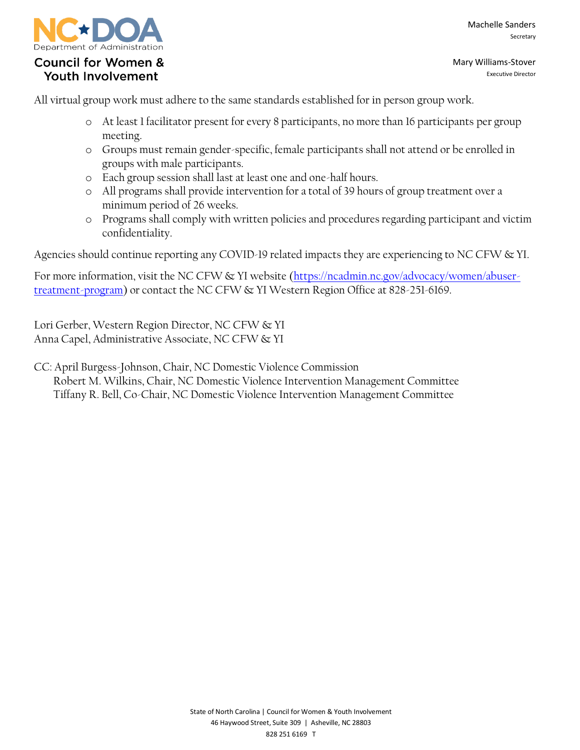All virtual group work must adhere to the same standards established for in person group work.

- At least 1 facilitator present for every 8 participants, no more than 16 participants per group meeting.
- Groups must remain gender-specific, female participants shall not attend or be enrolled in groups with male participants.
- Each group session shall last at least one and one-half hours.
- All programs shall provide intervention for a total of 39 hours of group treatment over a minimum period of 26 weeks.
- Programs shall comply with written policies and procedures regarding participant and victim confidentiality.

Agencies should continue reporting any COVID-19 related impacts they are experiencing to NC CFW & YI.

For more information, visit the NC CFW & YI website (https://ncadmin.nc.gov/advocacy/women/abuser-treatment-program) or contact the NC CFW & YI Western Region Office at 828-251-6169.

Lori Gerber, Western Region Director, NC CFW & YI
Anna Capel, Administrative Associate, NC CFW & YI

CC: April Burgess-Johnson, Chair, NC Domestic Violence Commission
Robert M. Wilkins, Chair, NC Domestic Violence Intervention Management Committee
Tiffany R. Bell, Co-Chair, NC Domestic Violence Intervention Management Committee